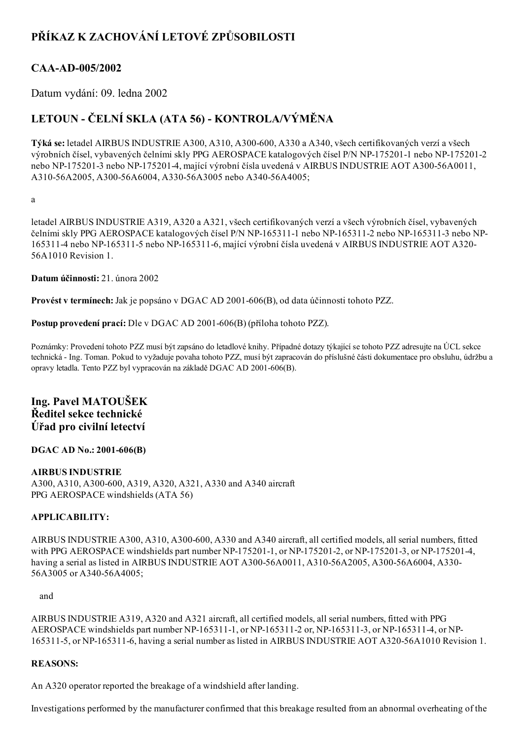# PŘÍKAZ K ZACHOVÁNÍ LETOVÉ ZPŮSOBILOSTI

## CAA-AD-005/2002

Datum vydání: 09. ledna 2002

## LETOUN - ČELNÍ SKLA (ATA 56) - KONTROLA/VÝMĚNA

**Týká se:** letadel AIRBUS INDUSTRIE A300, A310, A300-600, A330 a A340, všech certifikovaných verzí a všech výrobních čísel, vybavených čelními skly PPG AEROSPACE katalogových čísel P/N NP-175201-1 nebo NP-175201-2 nebo NP-175201-3 nebo NP-175201-4, mající výrobní čísla uvedená v AIRBUS INDUSTRIE AOT A300-56A0011, A310-56A2005, A300-56A6004, A330-56A3005 nebo A340-56A4005;

a

letadel AIRBUS INDUSTRIE A319, A320 a A321, všech certifikovaných verzí a všech výrobních čísel, vybavených čelními skly PPG AEROSPACE katalogových čísel P/N NP-165311-1 nebo NP-165311-2 nebo NP-165311-3 nebo NP-165311-4 nebo NP-165311-5 nebo NP-165311-6, mající výrobní čísla uvedená v AIRBUS INDUSTRIE AOT A320-56A1010 Revision 1.

**Datum účinnosti:** 21. února 2002

**Provést v termínech:** Jak je popsáno v DGAC AD 2001-606(B), od data účinnosti tohoto PZZ.

**Postup provedení prací:** Dle v DGAC AD 2001-606(B) (příloha tohoto PZZ).

Poznámky: Provedení tohoto PZZ musí být zapsáno do letadlové knihy. Případné dotazy týkající se tohoto PZZ adresujte na ÚCL sekce technická - Ing. Toman. Pokud to vyžaduje povaha tohoto PZZ, musí být zapracován do příslušné části dokumentace pro obsluhu, údržbu a opravy letadla. Tento PZZ byl vypracován na základě DGAC AD 2001-606(B).

### Ing. Pavel MATOUŠEK
### Ředitel sekce technické
### Úřad pro civilní letectví

**DGAC AD No.: 2001-606(B)**

**AIRBUS INDUSTRIE**
A300, A310, A300-600, A319, A320, A321, A330 and A340 aircraft
PPG AEROSPACE windshields (ATA 56)

**APPLICABILITY:**

AIRBUS INDUSTRIE A300, A310, A300-600, A330 and A340 aircraft, all certified models, all serial numbers, fitted with PPG AEROSPACE windshields part number NP-175201-1, or NP-175201-2, or NP-175201-3, or NP-175201-4, having a serial as listed in AIRBUS INDUSTRIE AOT A300-56A0011, A310-56A2005, A300-56A6004, A330-56A3005 or A340-56A4005;

and

AIRBUS INDUSTRIE A319, A320 and A321 aircraft, all certified models, all serial numbers, fitted with PPG AEROSPACE windshields part number NP-165311-1, or NP-165311-2 or, NP-165311-3, or NP-165311-4, or NP-165311-5, or NP-165311-6, having a serial number as listed in AIRBUS INDUSTRIE AOT A320-56A1010 Revision 1.

**REASONS:**

An A320 operator reported the breakage of a windshield after landing.

Investigations performed by the manufacturer confirmed that this breakage resulted from an abnormal overheating of the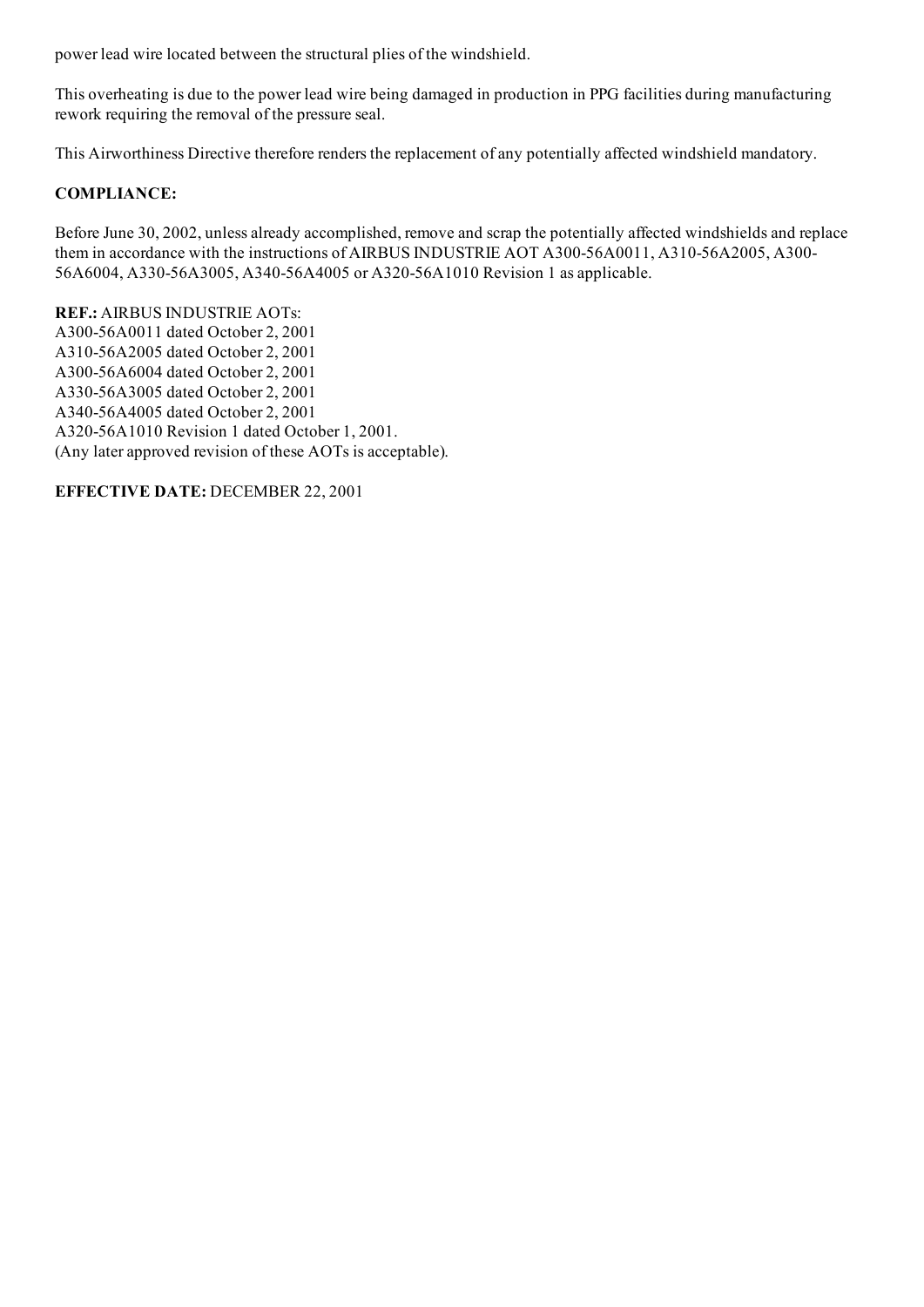power lead wire located between the structural plies of the windshield.

This overheating is due to the power lead wire being damaged in production in PPG facilities during manufacturing rework requiring the removal of the pressure seal.

This Airworthiness Directive therefore renders the replacement of any potentially affected windshield mandatory.

**COMPLIANCE:**

Before June 30, 2002, unless already accomplished, remove and scrap the potentially affected windshields and replace them in accordance with the instructions of AIRBUS INDUSTRIE AOT A300-56A0011, A310-56A2005, A300-56A6004, A330-56A3005, A340-56A4005 or A320-56A1010 Revision 1 as applicable.

**REF.:** AIRBUS INDUSTRIE AOTs:
A300-56A0011 dated October 2, 2001
A310-56A2005 dated October 2, 2001
A300-56A6004 dated October 2, 2001
A330-56A3005 dated October 2, 2001
A340-56A4005 dated October 2, 2001
A320-56A1010 Revision 1 dated October 1, 2001.
(Any later approved revision of these AOTs is acceptable).

**EFFECTIVE DATE:** DECEMBER 22, 2001